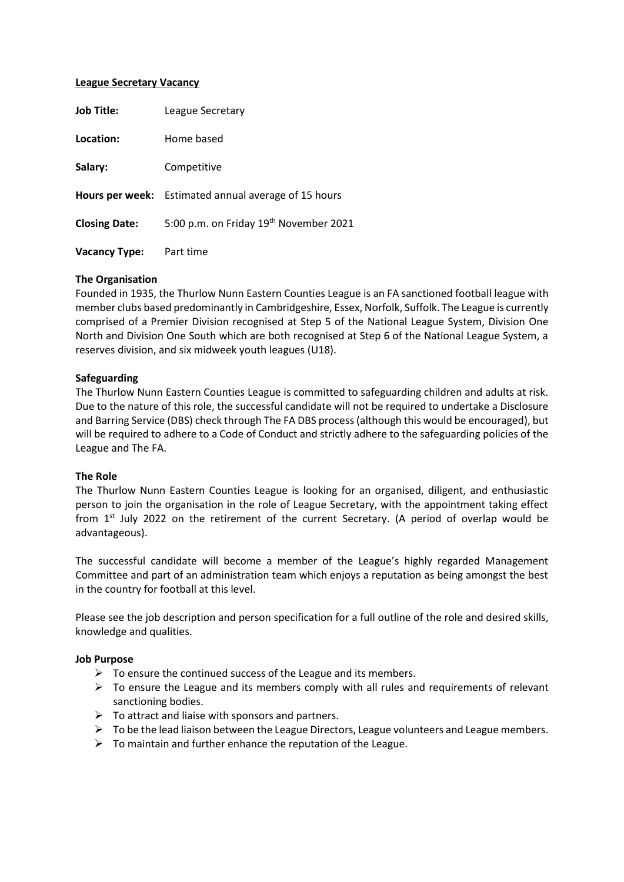**League Secretary Vacancy**

| | |
|---|---|
| **Job Title:** | League Secretary |
| **Location:** | Home based |
| **Salary:** | Competitive |
| **Hours per week:** | Estimated annual average of 15 hours |
| **Closing Date:** | 5:00 p.m. on Friday 19th November 2021 |
| **Vacancy Type:** | Part time |

**The Organisation**

Founded in 1935, the Thurlow Nunn Eastern Counties League is an FA sanctioned football league with member clubs based predominantly in Cambridgeshire, Essex, Norfolk, Suffolk. The League is currently comprised of a Premier Division recognised at Step 5 of the National League System, Division One North and Division One South which are both recognised at Step 6 of the National League System, a reserves division, and six midweek youth leagues (U18).

**Safeguarding**

The Thurlow Nunn Eastern Counties League is committed to safeguarding children and adults at risk. Due to the nature of this role, the successful candidate will not be required to undertake a Disclosure and Barring Service (DBS) check through The FA DBS process (although this would be encouraged), but will be required to adhere to a Code of Conduct and strictly adhere to the safeguarding policies of the League and The FA.

**The Role**

The Thurlow Nunn Eastern Counties League is looking for an organised, diligent, and enthusiastic person to join the organisation in the role of League Secretary, with the appointment taking effect from 1st July 2022 on the retirement of the current Secretary. (A period of overlap would be advantageous).

The successful candidate will become a member of the League's highly regarded Management Committee and part of an administration team which enjoys a reputation as being amongst the best in the country for football at this level.

Please see the job description and person specification for a full outline of the role and desired skills, knowledge and qualities.

**Job Purpose**

- To ensure the continued success of the League and its members.
- To ensure the League and its members comply with all rules and requirements of relevant sanctioning bodies.
- To attract and liaise with sponsors and partners.
- To be the lead liaison between the League Directors, League volunteers and League members.
- To maintain and further enhance the reputation of the League.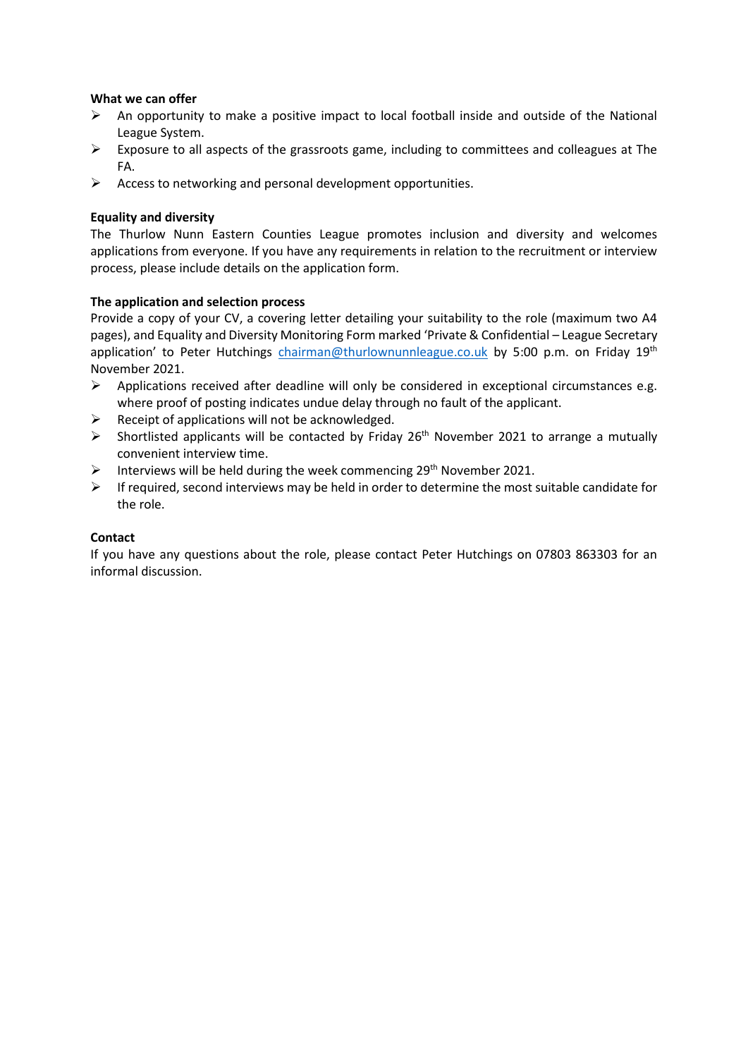**What we can offer**

- An opportunity to make a positive impact to local football inside and outside of the National League System.
- Exposure to all aspects of the grassroots game, including to committees and colleagues at The FA.
- Access to networking and personal development opportunities.

**Equality and diversity**

The Thurlow Nunn Eastern Counties League promotes inclusion and diversity and welcomes applications from everyone. If you have any requirements in relation to the recruitment or interview process, please include details on the application form.

**The application and selection process**

Provide a copy of your CV, a covering letter detailing your suitability to the role (maximum two A4 pages), and Equality and Diversity Monitoring Form marked 'Private & Confidential – League Secretary application' to Peter Hutchings [chairman@thurlownunnleague.co.uk](mailto:chairman@thurlownunnleague.co.uk) by 5:00 p.m. on Friday 19th November 2021.

- Applications received after deadline will only be considered in exceptional circumstances e.g. where proof of posting indicates undue delay through no fault of the applicant.
- Receipt of applications will not be acknowledged.
- Shortlisted applicants will be contacted by Friday 26th November 2021 to arrange a mutually convenient interview time.
- Interviews will be held during the week commencing 29th November 2021.
- If required, second interviews may be held in order to determine the most suitable candidate for the role.

**Contact**

If you have any questions about the role, please contact Peter Hutchings on 07803 863303 for an informal discussion.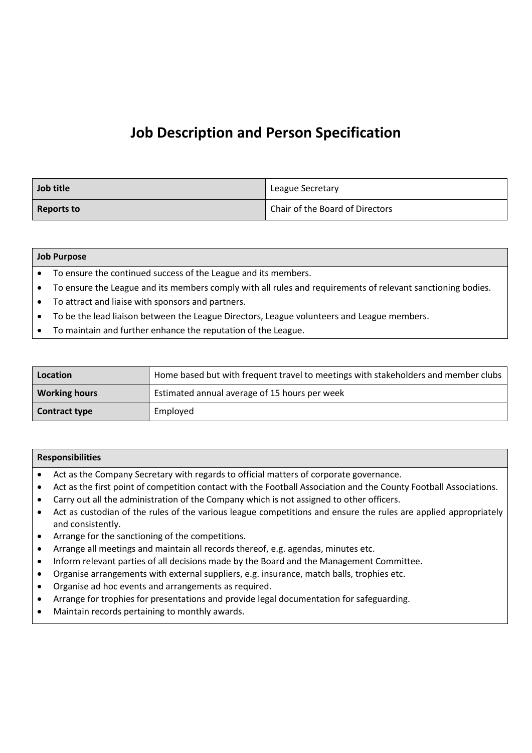# Job Description and Person Specification

| **Job title** | League Secretary |
|---|---|
| **Reports to** | Chair of the Board of Directors |

| **Job Purpose** |
|---|
| • To ensure the continued success of the League and its members.<br>• To ensure the League and its members comply with all rules and requirements of relevant sanctioning bodies.<br>• To attract and liaise with sponsors and partners.<br>• To be the lead liaison between the League Directors, League volunteers and League members.<br>• To maintain and further enhance the reputation of the League. |

| **Location** | Home based but with frequent travel to meetings with stakeholders and member clubs |
|---|---|
| **Working hours** | Estimated annual average of 15 hours per week |
| **Contract type** | Employed |

| **Responsibilities** |
|---|
| • Act as the Company Secretary with regards to official matters of corporate governance.<br>• Act as the first point of competition contact with the Football Association and the County Football Associations.<br>• Carry out all the administration of the Company which is not assigned to other officers.<br>• Act as custodian of the rules of the various league competitions and ensure the rules are applied appropriately and consistently.<br>• Arrange for the sanctioning of the competitions.<br>• Arrange all meetings and maintain all records thereof, e.g. agendas, minutes etc.<br>• Inform relevant parties of all decisions made by the Board and the Management Committee.<br>• Organise arrangements with external suppliers, e.g. insurance, match balls, trophies etc.<br>• Organise ad hoc events and arrangements as required.<br>• Arrange for trophies for presentations and provide legal documentation for safeguarding.<br>• Maintain records pertaining to monthly awards. |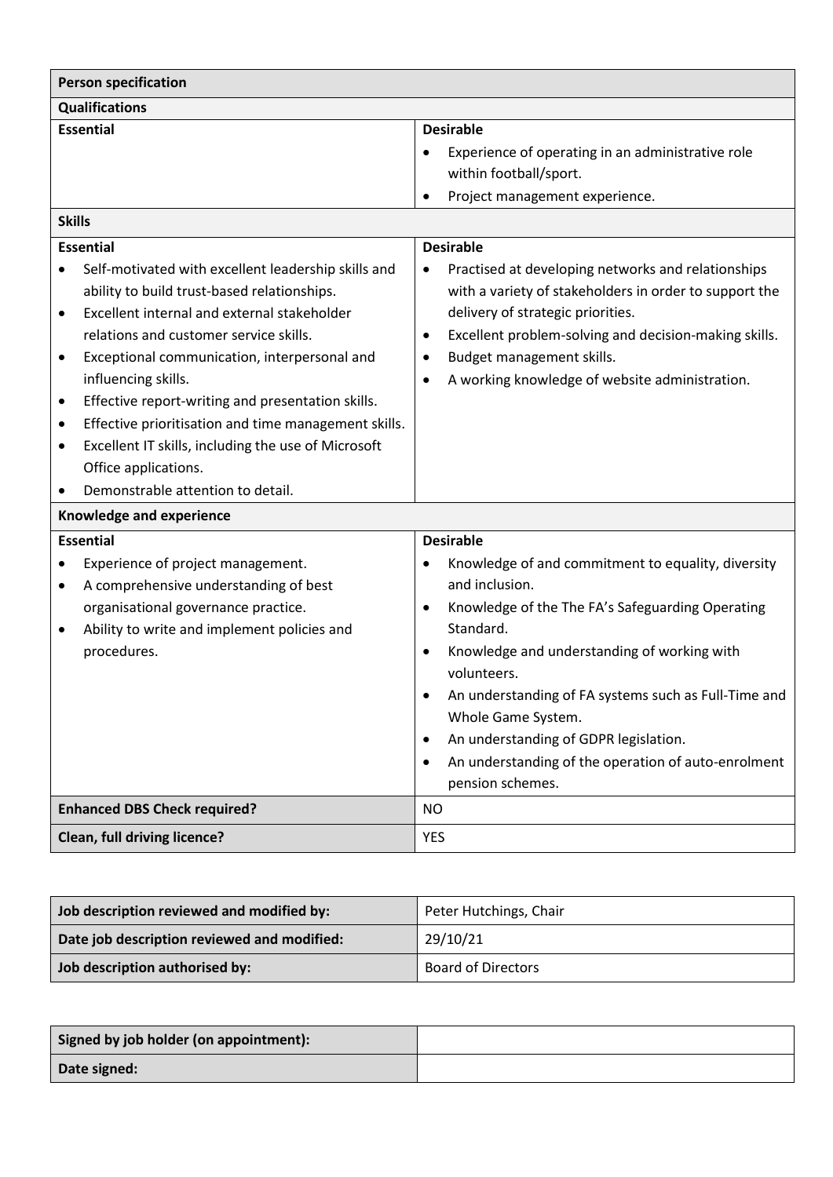| Person specification | |
|---|---|
| **Qualifications** | |
| **Essential** | **Desirable**<br>• Experience of operating in an administrative role within football/sport.<br>• Project management experience. |
| **Skills** | |
| **Essential**<br>• Self-motivated with excellent leadership skills and ability to build trust-based relationships.<br>• Excellent internal and external stakeholder relations and customer service skills.<br>• Exceptional communication, interpersonal and influencing skills.<br>• Effective report-writing and presentation skills.<br>• Effective prioritisation and time management skills.<br>• Excellent IT skills, including the use of Microsoft Office applications.<br>• Demonstrable attention to detail. | **Desirable**<br>• Practised at developing networks and relationships with a variety of stakeholders in order to support the delivery of strategic priorities.<br>• Excellent problem-solving and decision-making skills.<br>• Budget management skills.<br>• A working knowledge of website administration. |
| **Knowledge and experience** | |
| **Essential**<br>• Experience of project management.<br>• A comprehensive understanding of best organisational governance practice.<br>• Ability to write and implement policies and procedures. | **Desirable**<br>• Knowledge of and commitment to equality, diversity and inclusion.<br>• Knowledge of the The FA's Safeguarding Operating Standard.<br>• Knowledge and understanding of working with volunteers.<br>• An understanding of FA systems such as Full-Time and Whole Game System.<br>• An understanding of GDPR legislation.<br>• An understanding of the operation of auto-enrolment pension schemes. |
| **Enhanced DBS Check required?** | NO |
| **Clean, full driving licence?** | YES |

| | |
|---|---|
| **Job description reviewed and modified by:** | Peter Hutchings, Chair |
| **Date job description reviewed and modified:** | 29/10/21 |
| **Job description authorised by:** | Board of Directors |

| | |
|---|---|
| **Signed by job holder (on appointment):** | |
| **Date signed:** | |